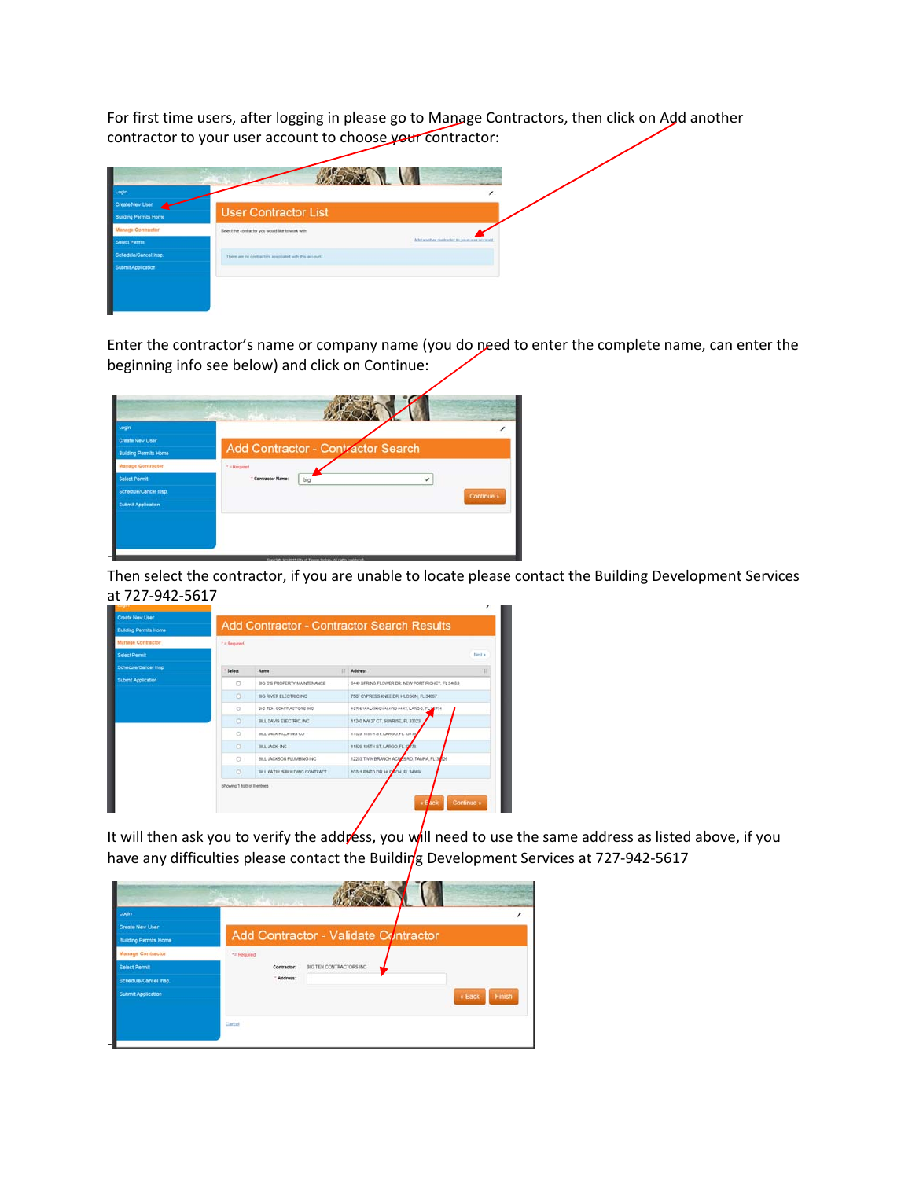For first time users, after logging in please go to Manage Contractors, then click on Add another contractor to your user account to choose your contractor:

Enter the contractor's name or company name (you do need to enter the complete name, can enter the beginning info see below) and click on Continue:

Then select the contractor, if you are unable to locate please contact the Building Development Services at 727-942-5617

It will then ask you to verify the address, you will need to use the same address as listed above, if you have any difficulties please contact the Building Development Services at 727-942-5617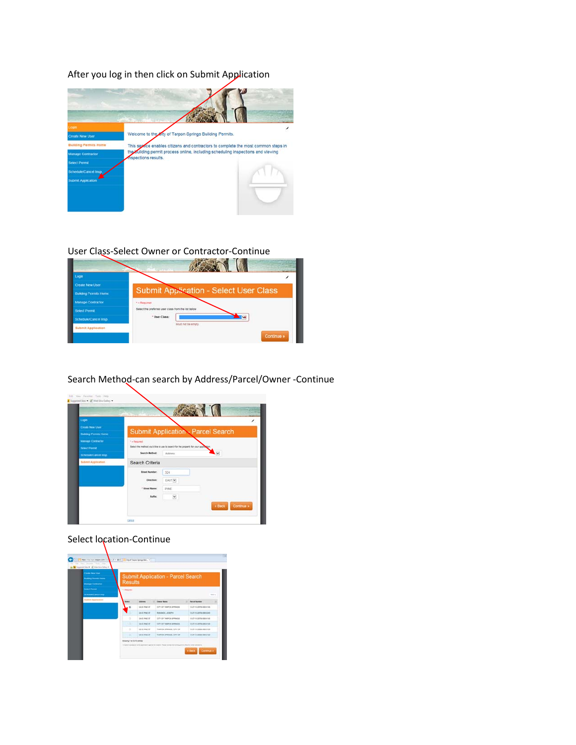After you log in then click on Submit Application

User Class-Select Owner or Contractor-Continue

Search Method-can search by Address/Parcel/Owner -Continue

Select location-Continue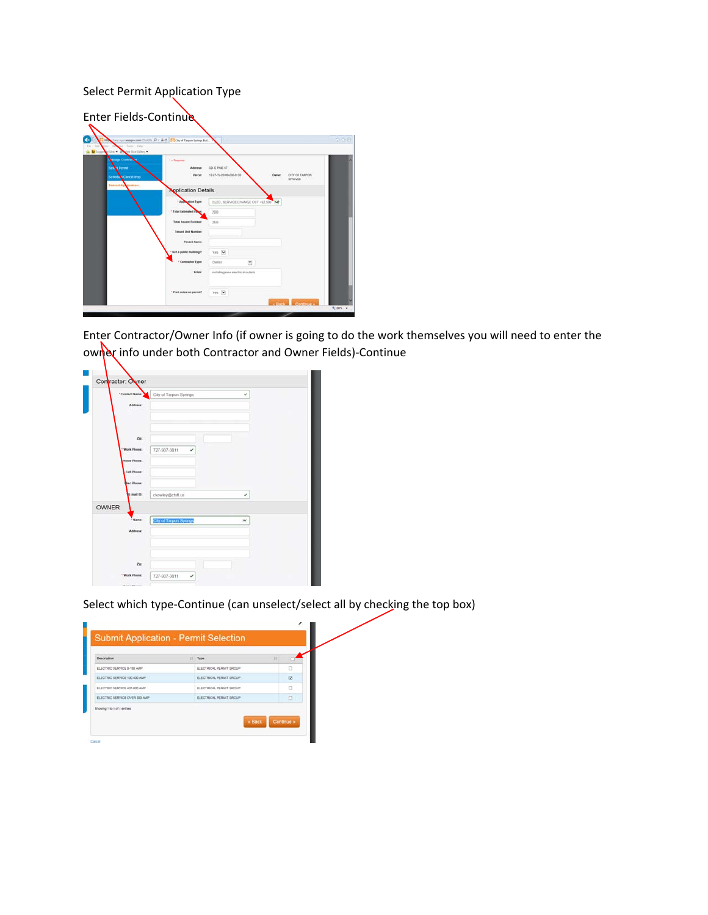Select Permit Application Type

Enter Fields-Continue

Enter Contractor/Owner Info (if owner is going to do the work themselves you will need to enter the owner info under both Contractor and Owner Fields)-Continue

Select which type-Continue (can unselect/select all by checking the top box)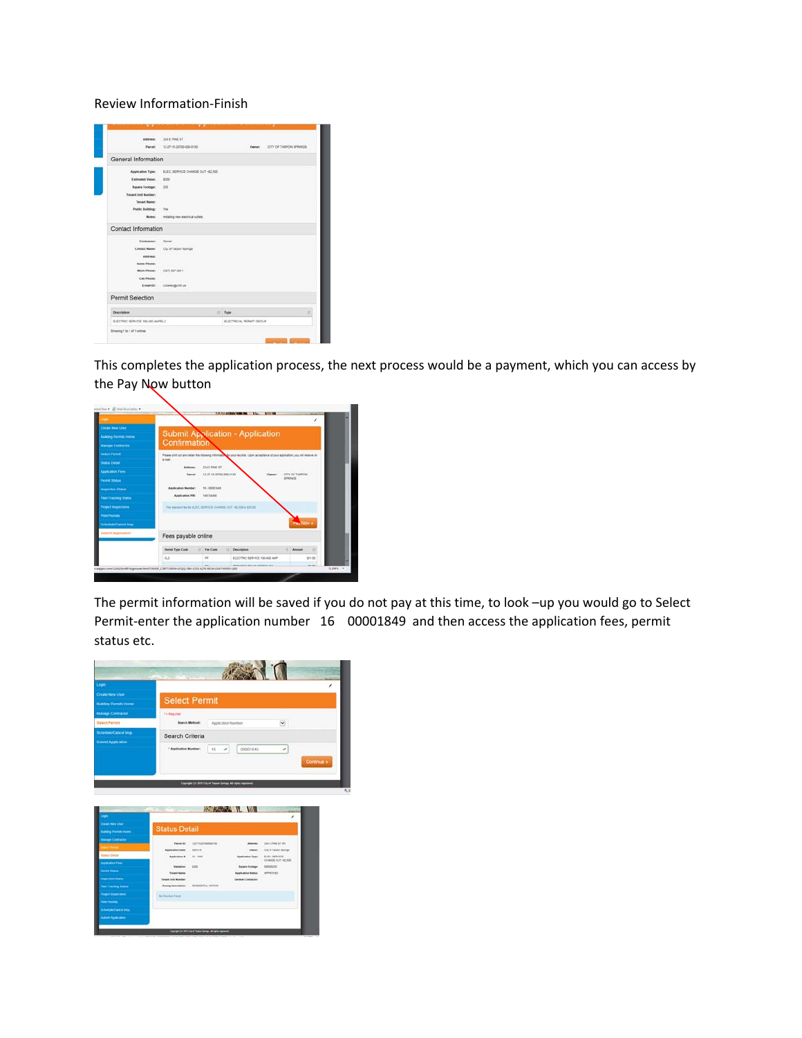Review Information-Finish

This completes the application process, the next process would be a payment, which you can access by the Pay Now button

The permit information will be saved if you do not pay at this time, to look –up you would go to Select Permit-enter the application number 16 00001849 and then access the application fees, permit status etc.